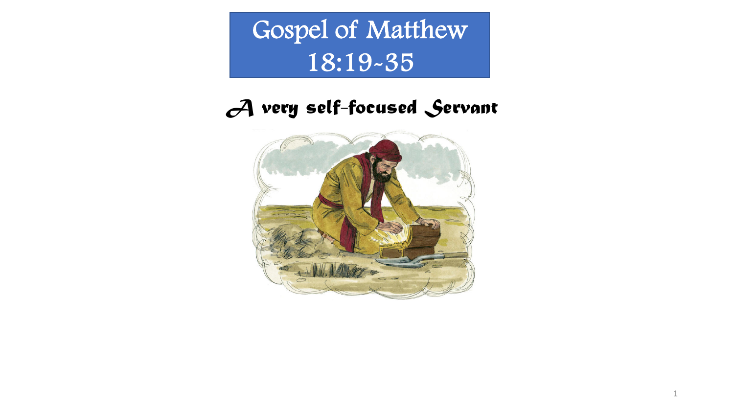# Gospel of Matthew 18:19-35

## *A very self-focused Servant*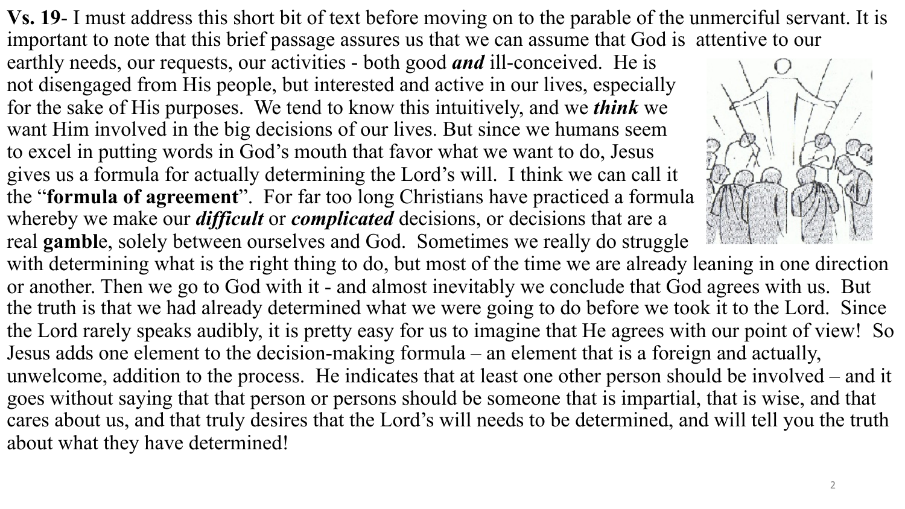**Vs. 19**- I must address this short bit of text before moving on to the parable of the unmerciful servant. It is important to note that this brief passage assures us that we can assume that God is attentive to our earthly needs, our requests, our activities - both good ***and*** ill-conceived. He is not disengaged from His people, but interested and active in our lives, especially for the sake of His purposes. We tend to know this intuitively, and we ***think*** we want Him involved in the big decisions of our lives. But since we humans seem to excel in putting words in God's mouth that favor what we want to do, Jesus gives us a formula for actually determining the Lord's will. I think we can call it the "**formula of agreement**". For far too long Christians have practiced a formula whereby we make our ***difficult*** or ***complicated*** decisions, or decisions that are a real **gambl**e, solely between ourselves and God. Sometimes we really do struggle with determining what is the right thing to do, but most of the time we are already leaning in one direction or another. Then we go to God with it - and almost inevitably we conclude that God agrees with us. But the truth is that we had already determined what we were going to do before we took it to the Lord. Since the Lord rarely speaks audibly, it is pretty easy for us to imagine that He agrees with our point of view! So Jesus adds one element to the decision-making formula – an element that is a foreign and actually, unwelcome, addition to the process. He indicates that at least one other person should be involved – and it goes without saying that that person or persons should be someone that is impartial, that is wise, and that cares about us, and that truly desires that the Lord's will needs to be determined, and will tell you the truth about what they have determined!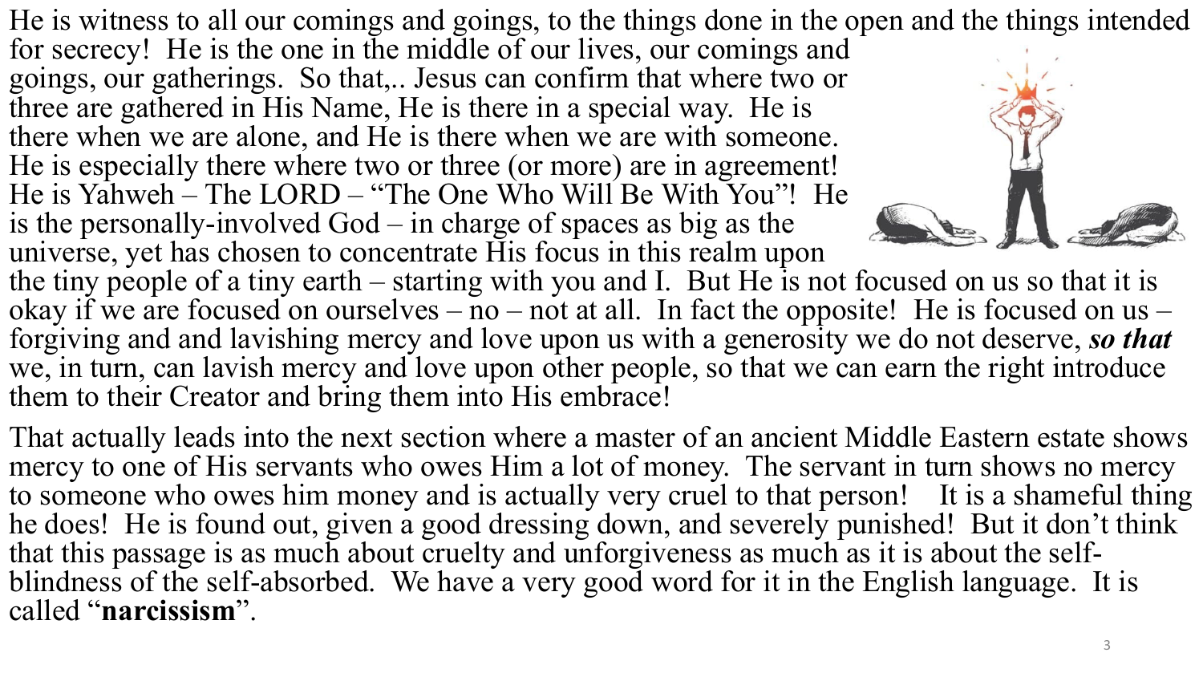He is witness to all our comings and goings, to the things done in the open and the things intended for secrecy! He is the one in the middle of our lives, our comings and goings, our gatherings. So that,.. Jesus can confirm that where two or three are gathered in His Name, He is there in a special way. He is there when we are alone, and He is there when we are with someone. He is especially there where two or three (or more) are in agreement! He is Yahweh – The LORD – "The One Who Will Be With You"! He is the personally-involved God – in charge of spaces as big as the universe, yet has chosen to concentrate His focus in this realm upon the tiny people of a tiny earth – starting with you and I. But He is not focused on us so that it is okay if we are focused on ourselves – no – not at all. In fact the opposite! He is focused on us – forgiving and and lavishing mercy and love upon us with a generosity we do not deserve, ***so that*** we, in turn, can lavish mercy and love upon other people, so that we can earn the right introduce them to their Creator and bring them into His embrace!

That actually leads into the next section where a master of an ancient Middle Eastern estate shows mercy to one of His servants who owes Him a lot of money. The servant in turn shows no mercy to someone who owes him money and is actually very cruel to that person! It is a shameful thing he does! He is found out, given a good dressing down, and severely punished! But it don't think that this passage is as much about cruelty and unforgiveness as much as it is about the self-blindness of the self-absorbed. We have a very good word for it in the English language. It is called "**narcissism**".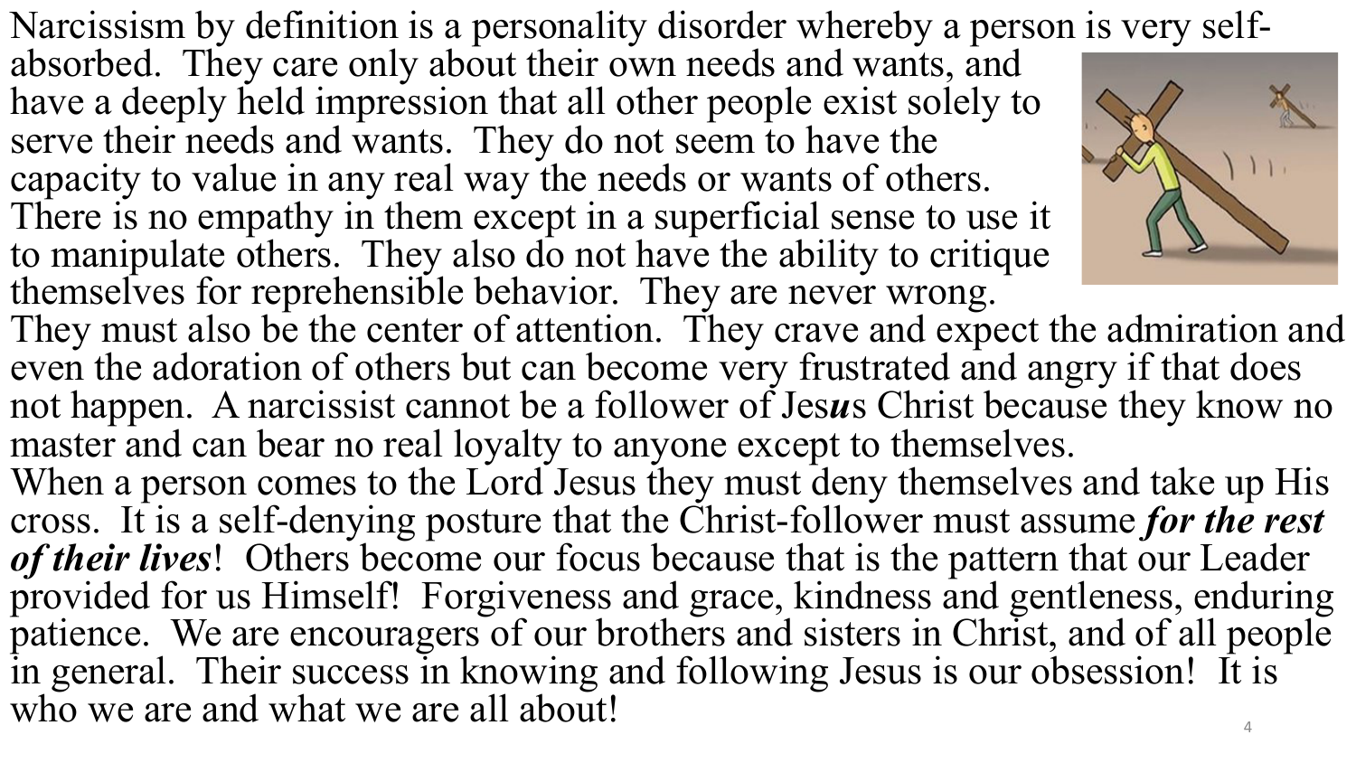Narcissism by definition is a personality disorder whereby a person is very self-absorbed. They care only about their own needs and wants, and have a deeply held impression that all other people exist solely to serve their needs and wants. They do not seem to have the capacity to value in any real way the needs or wants of others. There is no empathy in them except in a superficial sense to use it to manipulate others. They also do not have the ability to critique themselves for reprehensible behavior. They are never wrong. They must also be the center of attention. They crave and expect the admiration and even the adoration of others but can become very frustrated and angry if that does not happen. A narcissist cannot be a follower of Jes***u***s Christ because they know no master and can bear no real loyalty to anyone except to themselves.

When a person comes to the Lord Jesus they must deny themselves and take up His cross. It is a self-denying posture that the Christ-follower must assume ***for the rest of their lives***! Others become our focus because that is the pattern that our Leader provided for us Himself! Forgiveness and grace, kindness and gentleness, enduring patience. We are encouragers of our brothers and sisters in Christ, and of all people in general. Their success in knowing and following Jesus is our obsession! It is who we are and what we are all about!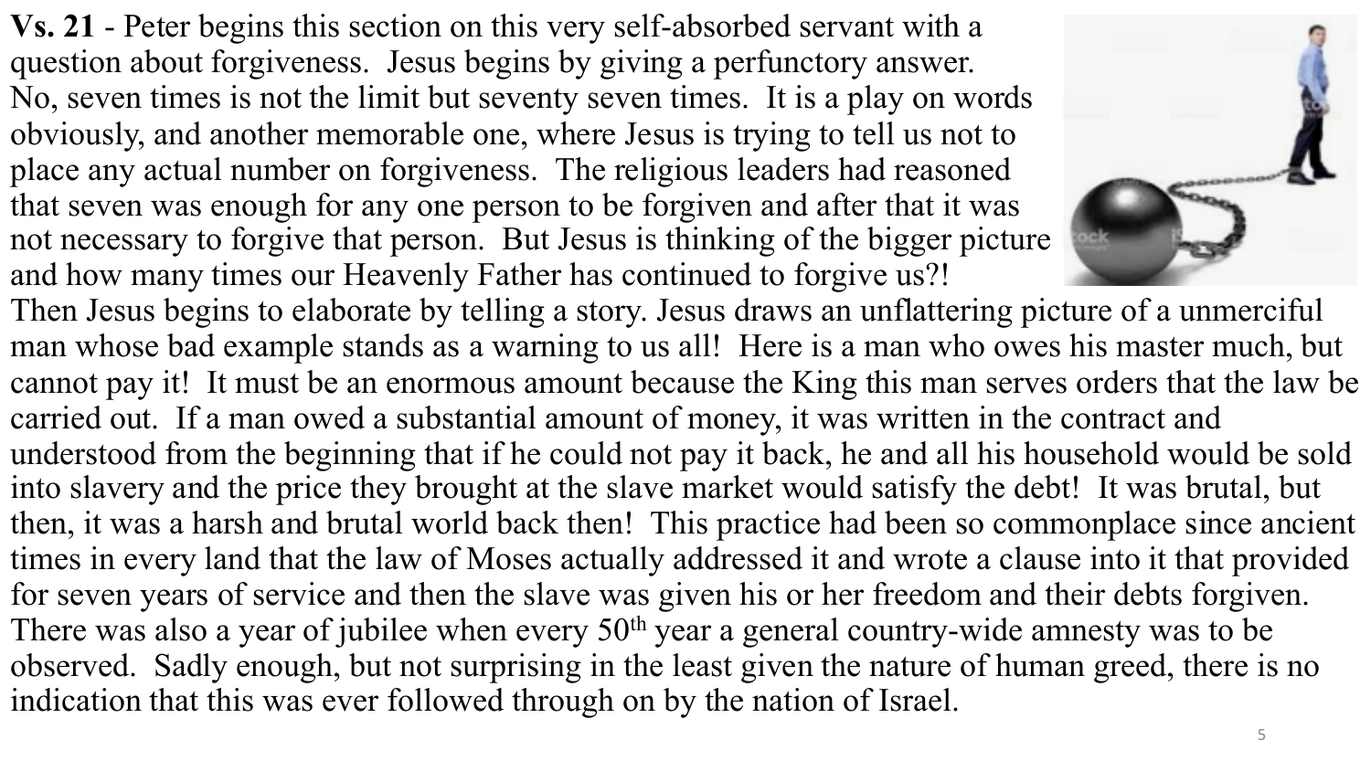**Vs. 21** - Peter begins this section on this very self-absorbed servant with a question about forgiveness. Jesus begins by giving a perfunctory answer. No, seven times is not the limit but seventy seven times. It is a play on words obviously, and another memorable one, where Jesus is trying to tell us not to place any actual number on forgiveness. The religious leaders had reasoned that seven was enough for any one person to be forgiven and after that it was not necessary to forgive that person. But Jesus is thinking of the bigger picture and how many times our Heavenly Father has continued to forgive us?! Then Jesus begins to elaborate by telling a story. Jesus draws an unflattering picture of a unmerciful man whose bad example stands as a warning to us all! Here is a man who owes his master much, but cannot pay it! It must be an enormous amount because the King this man serves orders that the law be carried out. If a man owed a substantial amount of money, it was written in the contract and understood from the beginning that if he could not pay it back, he and all his household would be sold into slavery and the price they brought at the slave market would satisfy the debt! It was brutal, but then, it was a harsh and brutal world back then! This practice had been so commonplace since ancient times in every land that the law of Moses actually addressed it and wrote a clause into it that provided for seven years of service and then the slave was given his or her freedom and their debts forgiven. There was also a year of jubilee when every 50th year a general country-wide amnesty was to be observed. Sadly enough, but not surprising in the least given the nature of human greed, there is no indication that this was ever followed through on by the nation of Israel.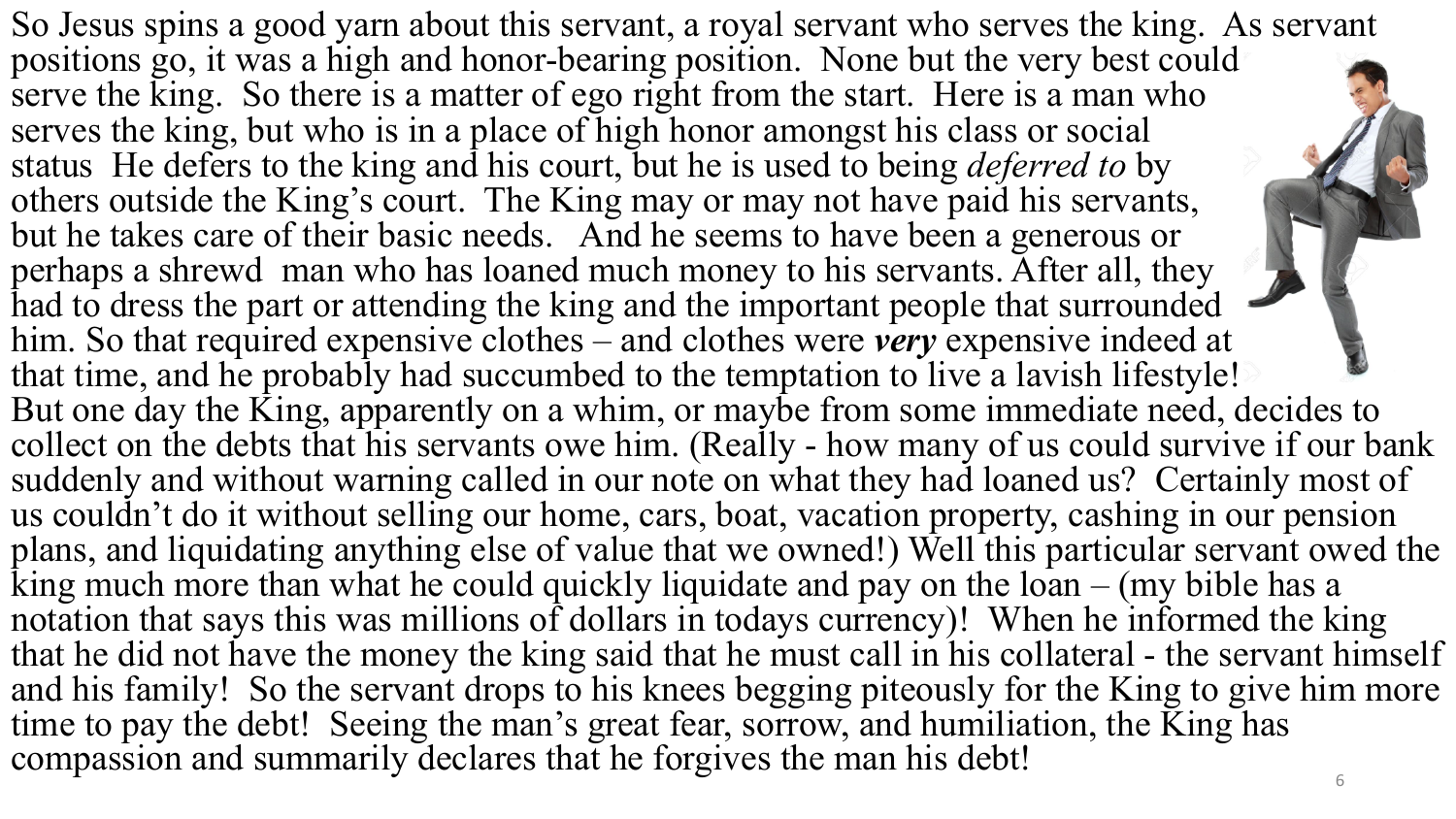So Jesus spins a good yarn about this servant, a royal servant who serves the king. As servant positions go, it was a high and honor-bearing position. None but the very best could serve the king. So there is a matter of ego right from the start. Here is a man who serves the king, but who is in a place of high honor amongst his class or social status He defers to the king and his court, but he is used to being *deferred to* by others outside the King's court. The King may or may not have paid his servants, but he takes care of their basic needs. And he seems to have been a generous or perhaps a shrewd man who has loaned much money to his servants. After all, they had to dress the part or attending the king and the important people that surrounded him. So that required expensive clothes – and clothes were ***very*** expensive indeed at that time, and he probably had succumbed to the temptation to live a lavish lifestyle! But one day the King, apparently on a whim, or maybe from some immediate need, decides to collect on the debts that his servants owe him. (Really - how many of us could survive if our bank suddenly and without warning called in our note on what they had loaned us? Certainly most of us couldn't do it without selling our home, cars, boat, vacation property, cashing in our pension plans, and liquidating anything else of value that we owned!) Well this particular servant owed the king much more than what he could quickly liquidate and pay on the loan – (my bible has a notation that says this was millions of dollars in todays currency)! When he informed the king that he did not have the money the king said that he must call in his collateral - the servant himself and his family! So the servant drops to his knees begging piteously for the King to give him more time to pay the debt! Seeing the man's great fear, sorrow, and humiliation, the King has compassion and summarily declares that he forgives the man his debt!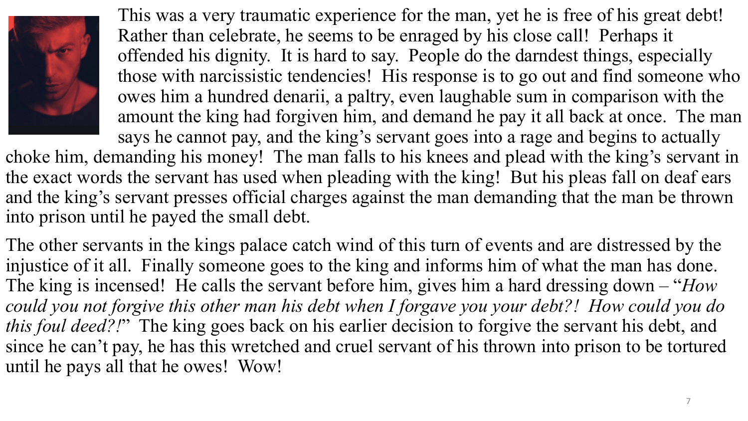This was a very traumatic experience for the man, yet he is free of his great debt! Rather than celebrate, he seems to be enraged by his close call! Perhaps it offended his dignity. It is hard to say. People do the darndest things, especially those with narcissistic tendencies! His response is to go out and find someone who owes him a hundred denarii, a paltry, even laughable sum in comparison with the amount the king had forgiven him, and demand he pay it all back at once. The man says he cannot pay, and the king's servant goes into a rage and begins to actually choke him, demanding his money! The man falls to his knees and plead with the king's servant in the exact words the servant has used when pleading with the king! But his pleas fall on deaf ears and the king's servant presses official charges against the man demanding that the man be thrown into prison until he payed the small debt.

The other servants in the kings palace catch wind of this turn of events and are distressed by the injustice of it all. Finally someone goes to the king and informs him of what the man has done. The king is incensed! He calls the servant before him, gives him a hard dressing down – "*How could you not forgive this other man his debt when I forgave you your debt?! How could you do this foul deed?!*" The king goes back on his earlier decision to forgive the servant his debt, and since he can't pay, he has this wretched and cruel servant of his thrown into prison to be tortured until he pays all that he owes! Wow!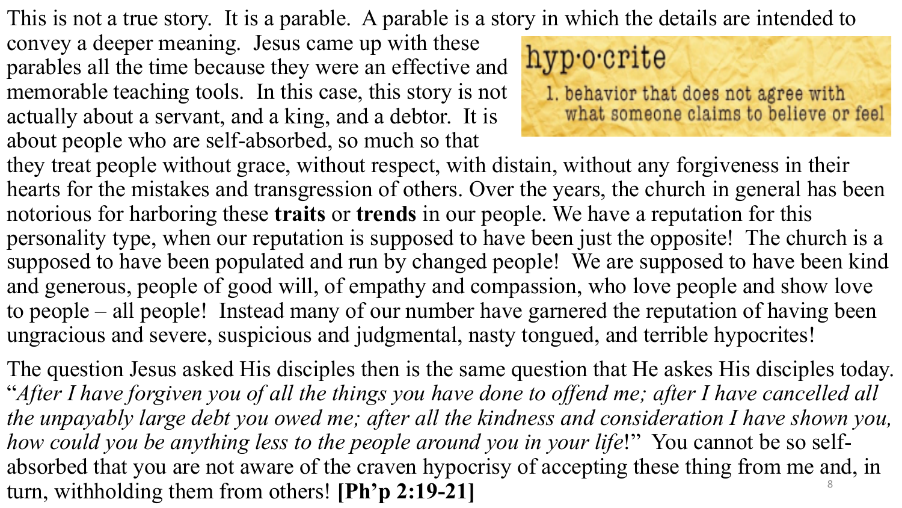This is not a true story. It is a parable. A parable is a story in which the details are intended to convey a deeper meaning. Jesus came up with these parables all the time because they were an effective and memorable teaching tools. In this case, this story is not actually about a servant, and a king, and a debtor. It is about people who are self-absorbed, so much so that they treat people without grace, without respect, with distain, without any forgiveness in their hearts for the mistakes and transgression of others. Over the years, the church in general has been notorious for harboring these **traits** or **trends** in our people. We have a reputation for this personality type, when our reputation is supposed to have been just the opposite! The church is a supposed to have been populated and run by changed people! We are supposed to have been kind and generous, people of good will, of empathy and compassion, who love people and show love to people – all people! Instead many of our number have garnered the reputation of having been ungracious and severe, suspicious and judgmental, nasty tongued, and terrible hypocrites!

hyp·o·crite

1. behavior that does not agree with what someone claims to believe or feel

The question Jesus asked His disciples then is the same question that He askes His disciples today. "*After I have forgiven you of all the things you have done to offend me; after I have cancelled all the unpayably large debt you owed me; after all the kindness and consideration I have shown you, how could you be anything less to the people around you in your life*!" You cannot be so self-absorbed that you are not aware of the craven hypocrisy of accepting these thing from me and, in turn, withholding them from others! **[Ph'p 2:19-21]**